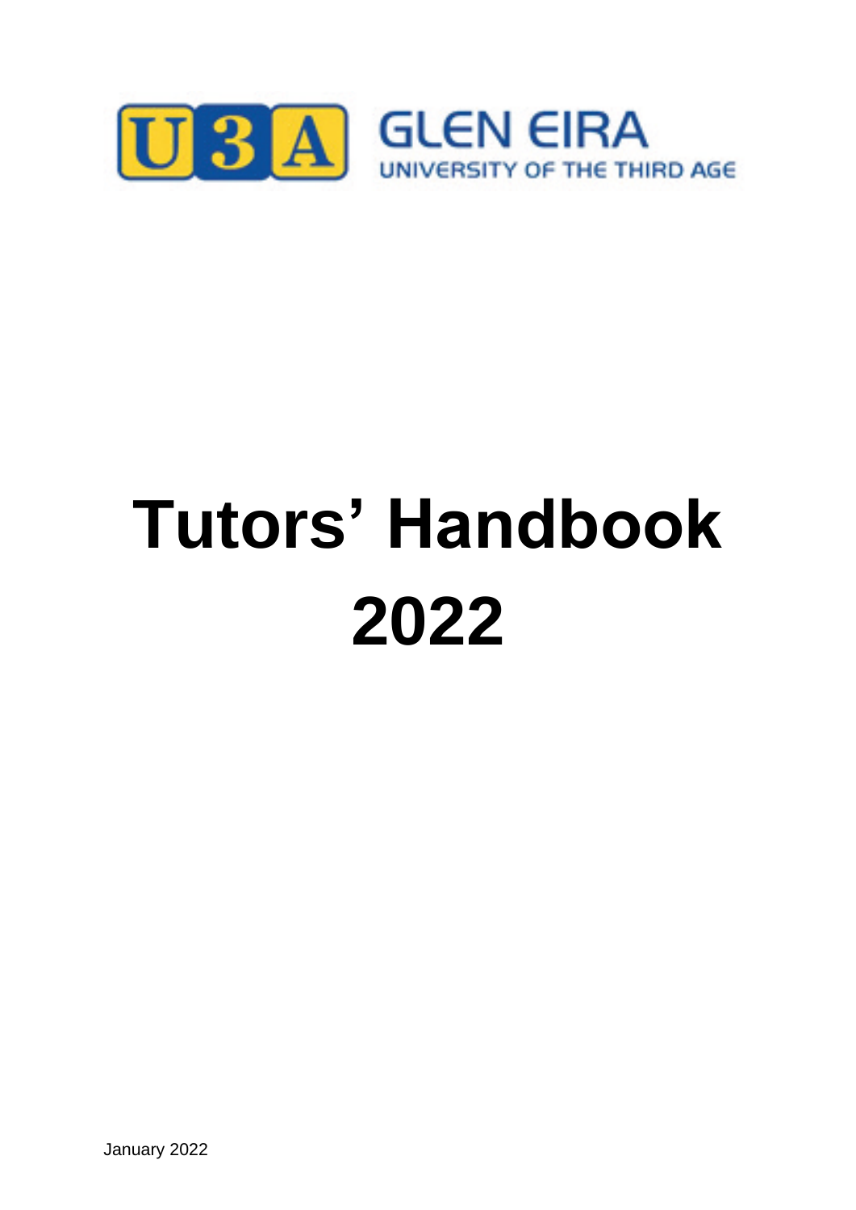U3A GLEN EIRA

UNIVERSITY OF THE THIRD AGE

# Tutors' Handbook 2022

January 2022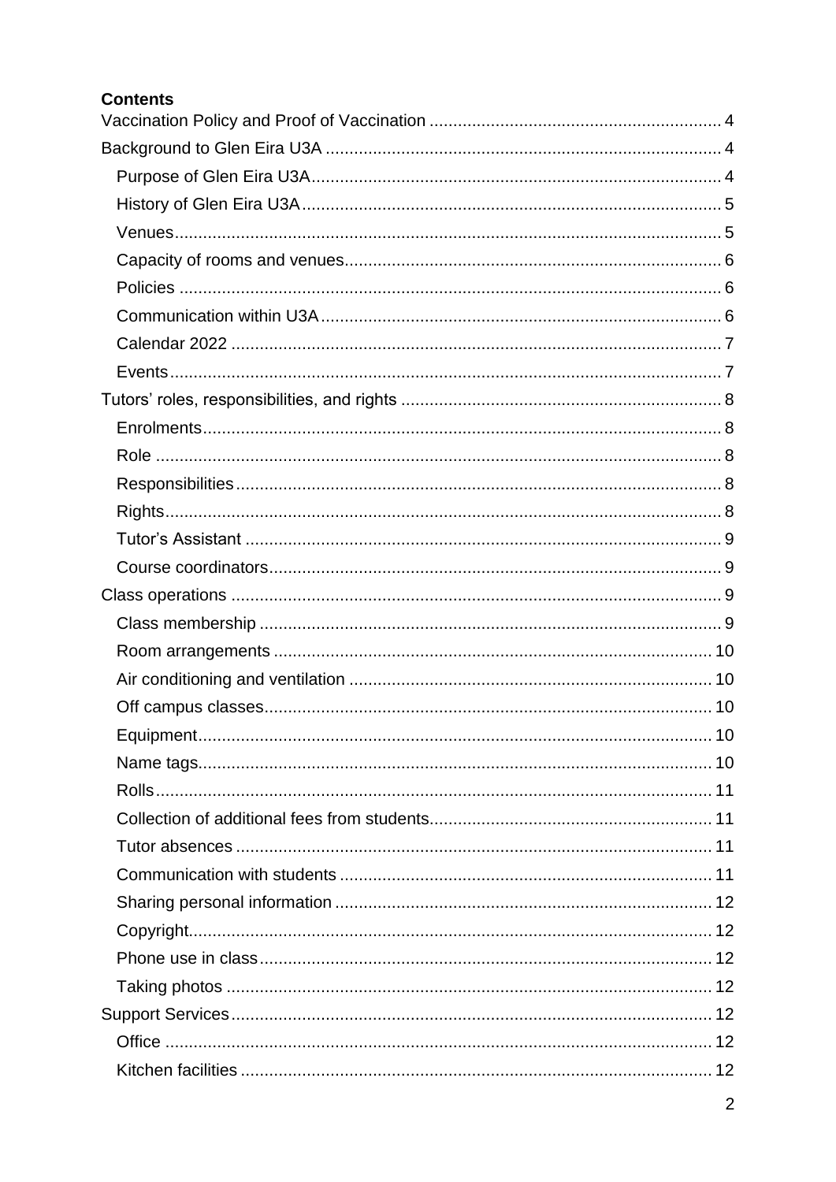**Contents**

Vaccination Policy and Proof of Vaccination ............................................................. 4
Background to Glen Eira U3A .................................................................................... 4
- Purpose of Glen Eira U3A ...................................................................................... 4
- History of Glen Eira U3A ........................................................................................ 5
- Venues .................................................................................................................. 5
- Capacity of rooms and venues ............................................................................... 6
- Policies ................................................................................................................. 6
- Communication within U3A .................................................................................... 6
- Calendar 2022 ....................................................................................................... 7
- Events ................................................................................................................... 7

Tutors' roles, responsibilities, and rights .................................................................... 8
- Enrolments ............................................................................................................ 8
- Role ....................................................................................................................... 8
- Responsibilities ..................................................................................................... 8
- Rights .................................................................................................................... 8
- Tutor's Assistant .................................................................................................... 9
- Course coordinators ............................................................................................... 9

Class operations ....................................................................................................... 9
- Class membership ................................................................................................. 9
- Room arrangements ............................................................................................ 10
- Air conditioning and ventilation ............................................................................ 10
- Off campus classes ............................................................................................. 10
- Equipment ........................................................................................................... 10
- Name tags ........................................................................................................... 10
- Rolls .................................................................................................................... 11
- Collection of additional fees from students .......................................................... 11
- Tutor absences .................................................................................................... 11
- Communication with students .............................................................................. 11
- Sharing personal information ............................................................................... 12
- Copyright ............................................................................................................. 12
- Phone use in class ............................................................................................... 12
- Taking photos ...................................................................................................... 12

Support Services ..................................................................................................... 12
- Office ................................................................................................................... 12
- Kitchen facilities ................................................................................................... 12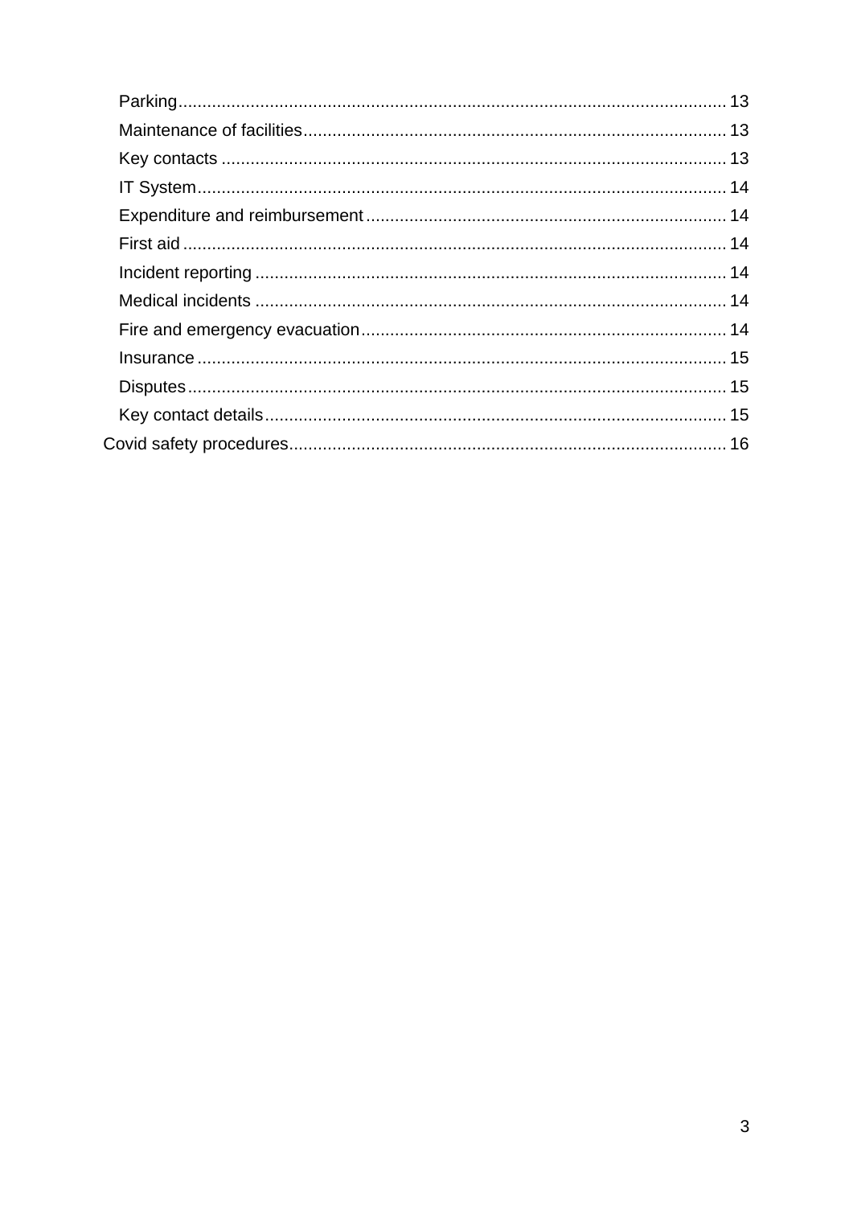Parking ........................................................................................................ 13

Maintenance of facilities ........................................................................................ 13

Key contacts ........................................................................................................ 13

IT System ............................................................................................................ 14

Expenditure and reimbursement .......................................................................... 14

First aid ................................................................................................................ 14

Incident reporting ................................................................................................. 14

Medical incidents ................................................................................................. 14

Fire and emergency evacuation ........................................................................... 14

Insurance ............................................................................................................. 15

Disputes ............................................................................................................... 15

Key contact details ............................................................................................... 15

Covid safety procedures .......................................................................................... 16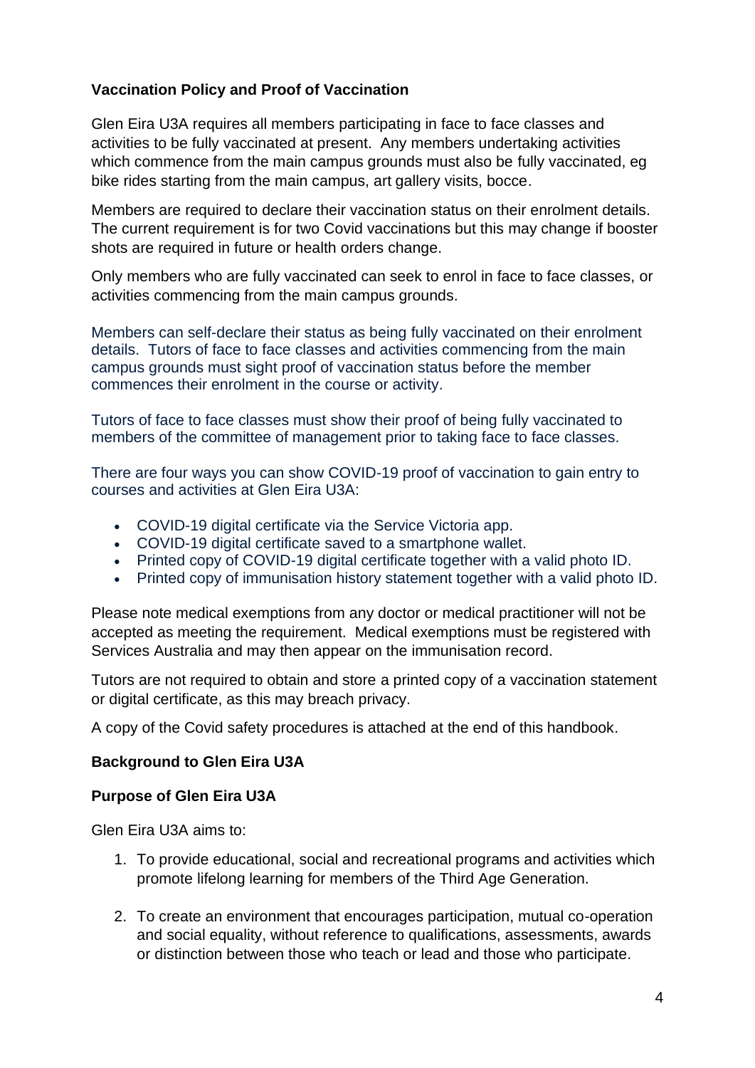**Vaccination Policy and Proof of Vaccination**

Glen Eira U3A requires all members participating in face to face classes and activities to be fully vaccinated at present. Any members undertaking activities which commence from the main campus grounds must also be fully vaccinated, eg bike rides starting from the main campus, art gallery visits, bocce.

Members are required to declare their vaccination status on their enrolment details. The current requirement is for two Covid vaccinations but this may change if booster shots are required in future or health orders change.

Only members who are fully vaccinated can seek to enrol in face to face classes, or activities commencing from the main campus grounds.

Members can self-declare their status as being fully vaccinated on their enrolment details. Tutors of face to face classes and activities commencing from the main campus grounds must sight proof of vaccination status before the member commences their enrolment in the course or activity.

Tutors of face to face classes must show their proof of being fully vaccinated to members of the committee of management prior to taking face to face classes.

There are four ways you can show COVID-19 proof of vaccination to gain entry to courses and activities at Glen Eira U3A:

- COVID-19 digital certificate via the Service Victoria app.
- COVID-19 digital certificate saved to a smartphone wallet.
- Printed copy of COVID-19 digital certificate together with a valid photo ID.
- Printed copy of immunisation history statement together with a valid photo ID.

Please note medical exemptions from any doctor or medical practitioner will not be accepted as meeting the requirement. Medical exemptions must be registered with Services Australia and may then appear on the immunisation record.

Tutors are not required to obtain and store a printed copy of a vaccination statement or digital certificate, as this may breach privacy.

A copy of the Covid safety procedures is attached at the end of this handbook.

**Background to Glen Eira U3A**

**Purpose of Glen Eira U3A**

Glen Eira U3A aims to:

1. To provide educational, social and recreational programs and activities which promote lifelong learning for members of the Third Age Generation.

2. To create an environment that encourages participation, mutual co-operation and social equality, without reference to qualifications, assessments, awards or distinction between those who teach or lead and those who participate.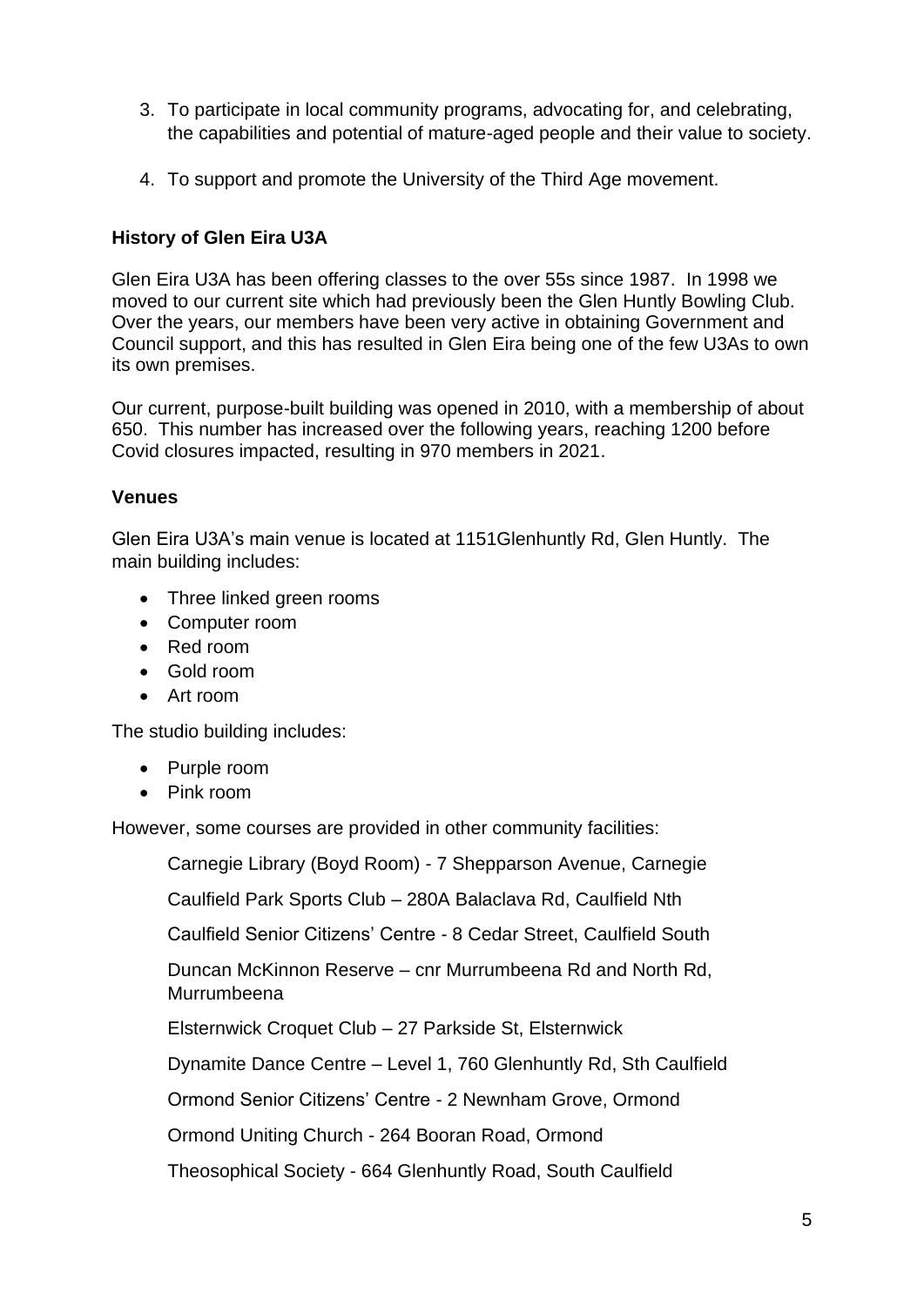3. To participate in local community programs, advocating for, and celebrating, the capabilities and potential of mature-aged people and their value to society.

4. To support and promote the University of the Third Age movement.

**History of Glen Eira U3A**

Glen Eira U3A has been offering classes to the over 55s since 1987. In 1998 we moved to our current site which had previously been the Glen Huntly Bowling Club. Over the years, our members have been very active in obtaining Government and Council support, and this has resulted in Glen Eira being one of the few U3As to own its own premises.

Our current, purpose-built building was opened in 2010, with a membership of about 650. This number has increased over the following years, reaching 1200 before Covid closures impacted, resulting in 970 members in 2021.

**Venues**

Glen Eira U3A's main venue is located at 1151Glenhuntly Rd, Glen Huntly. The main building includes:

- Three linked green rooms
- Computer room
- Red room
- Gold room
- Art room

The studio building includes:

- Purple room
- Pink room

However, some courses are provided in other community facilities:

Carnegie Library (Boyd Room) - 7 Shepparson Avenue, Carnegie

Caulfield Park Sports Club – 280A Balaclava Rd, Caulfield Nth

Caulfield Senior Citizens' Centre - 8 Cedar Street, Caulfield South

Duncan McKinnon Reserve – cnr Murrumbeena Rd and North Rd, Murrumbeena

Elsternwick Croquet Club – 27 Parkside St, Elsternwick

Dynamite Dance Centre – Level 1, 760 Glenhuntly Rd, Sth Caulfield

Ormond Senior Citizens' Centre - 2 Newnham Grove, Ormond

Ormond Uniting Church - 264 Booran Road, Ormond

Theosophical Society - 664 Glenhuntly Road, South Caulfield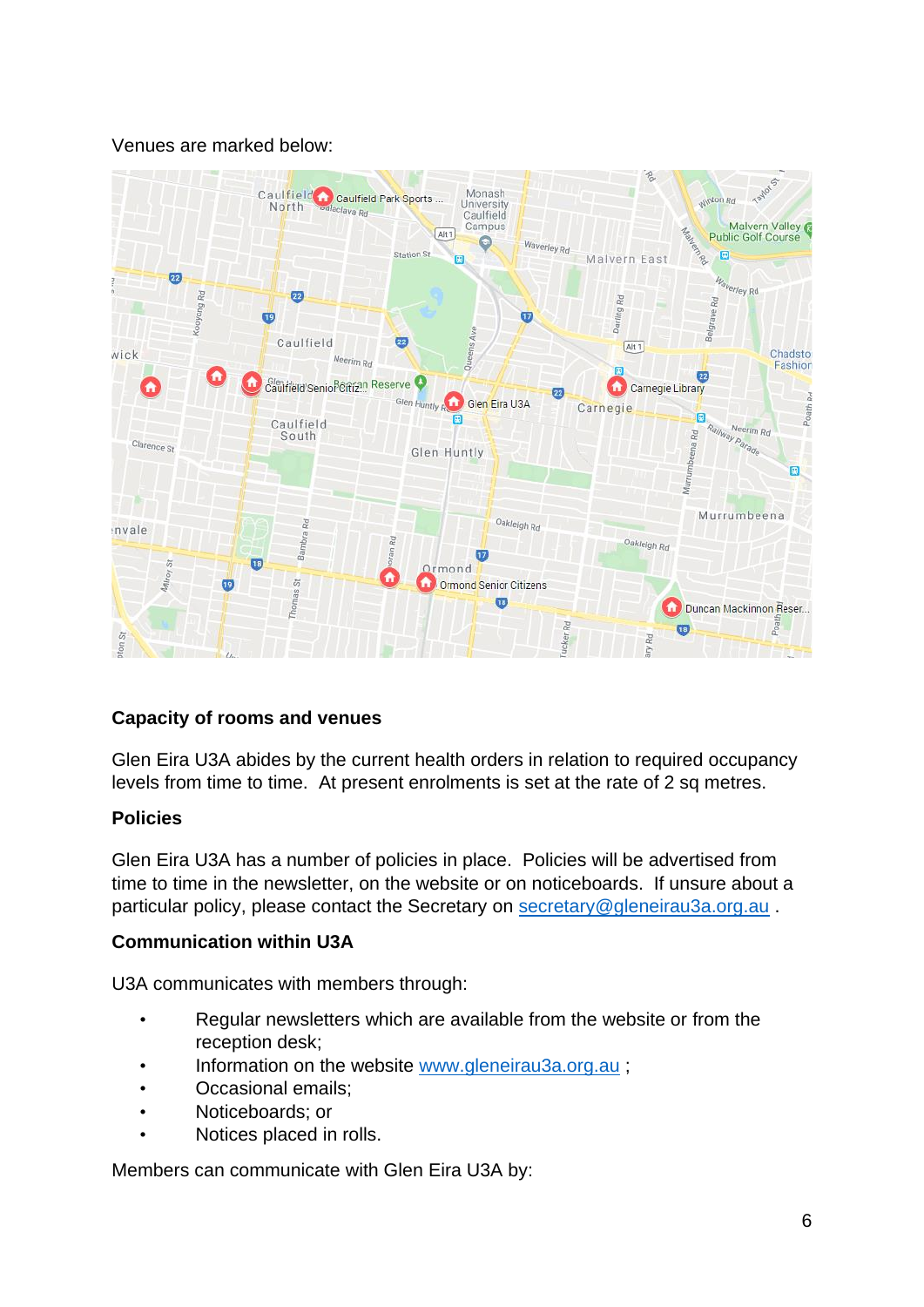Venues are marked below:

**Capacity of rooms and venues**

Glen Eira U3A abides by the current health orders in relation to required occupancy levels from time to time. At present enrolments is set at the rate of 2 sq metres.

**Policies**

Glen Eira U3A has a number of policies in place. Policies will be advertised from time to time in the newsletter, on the website or on noticeboards. If unsure about a particular policy, please contact the Secretary on secretary@gleneirau3a.org.au .

**Communication within U3A**

U3A communicates with members through:

- Regular newsletters which are available from the website or from the reception desk;
- Information on the website www.gleneirau3a.org.au ;
- Occasional emails;
- Noticeboards; or
- Notices placed in rolls.

Members can communicate with Glen Eira U3A by: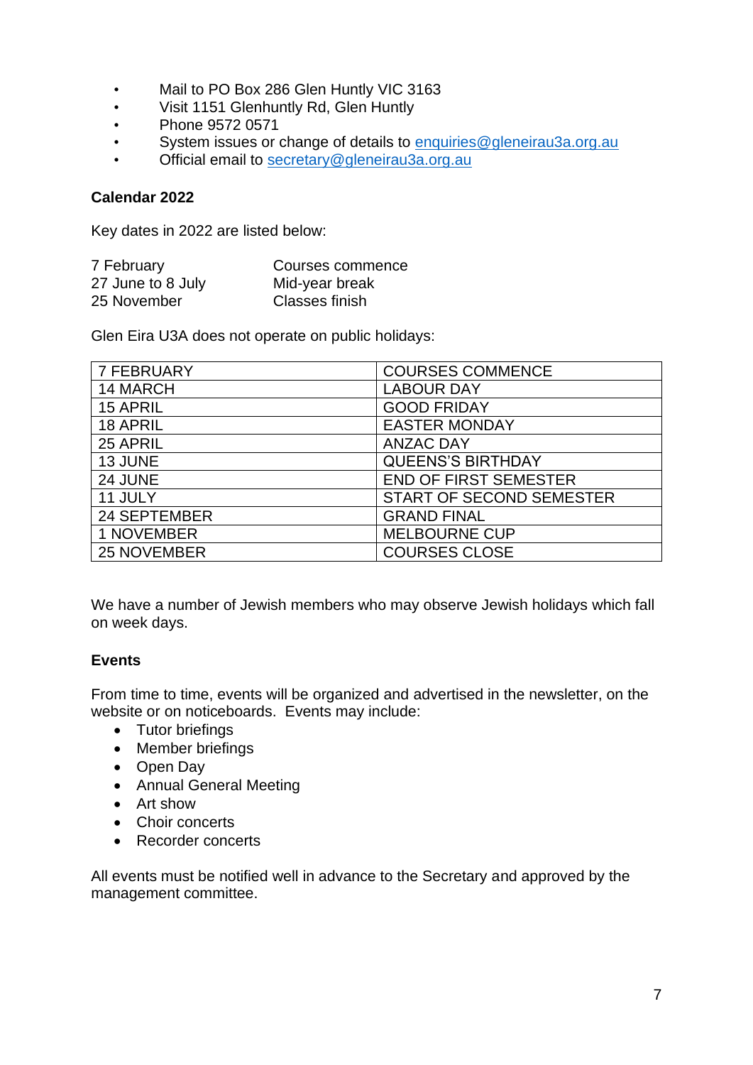- Mail to PO Box 286 Glen Huntly VIC 3163
- Visit 1151 Glenhuntly Rd, Glen Huntly
- Phone 9572 0571
- System issues or change of details to [enquiries@gleneirau3a.org.au](mailto:enquiries@gleneirau3a.org.au)
- Official email to [secretary@gleneirau3a.org.au](mailto:secretary@gleneirau3a.org.au)

**Calendar 2022**

Key dates in 2022 are listed below:

| | |
|---|---|
| 7 February | Courses commence |
| 27 June to 8 July | Mid-year break |
| 25 November | Classes finish |

Glen Eira U3A does not operate on public holidays:

| | |
|---|---|
| 7 FEBRUARY | COURSES COMMENCE |
| 14 MARCH | LABOUR DAY |
| 15 APRIL | GOOD FRIDAY |
| 18 APRIL | EASTER MONDAY |
| 25 APRIL | ANZAC DAY |
| 13 JUNE | QUEENS'S BIRTHDAY |
| 24 JUNE | END OF FIRST SEMESTER |
| 11 JULY | START OF SECOND SEMESTER |
| 24 SEPTEMBER | GRAND FINAL |
| 1 NOVEMBER | MELBOURNE CUP |
| 25 NOVEMBER | COURSES CLOSE |

We have a number of Jewish members who may observe Jewish holidays which fall on week days.

**Events**

From time to time, events will be organized and advertised in the newsletter, on the website or on noticeboards. Events may include:

- Tutor briefings
- Member briefings
- Open Day
- Annual General Meeting
- Art show
- Choir concerts
- Recorder concerts

All events must be notified well in advance to the Secretary and approved by the management committee.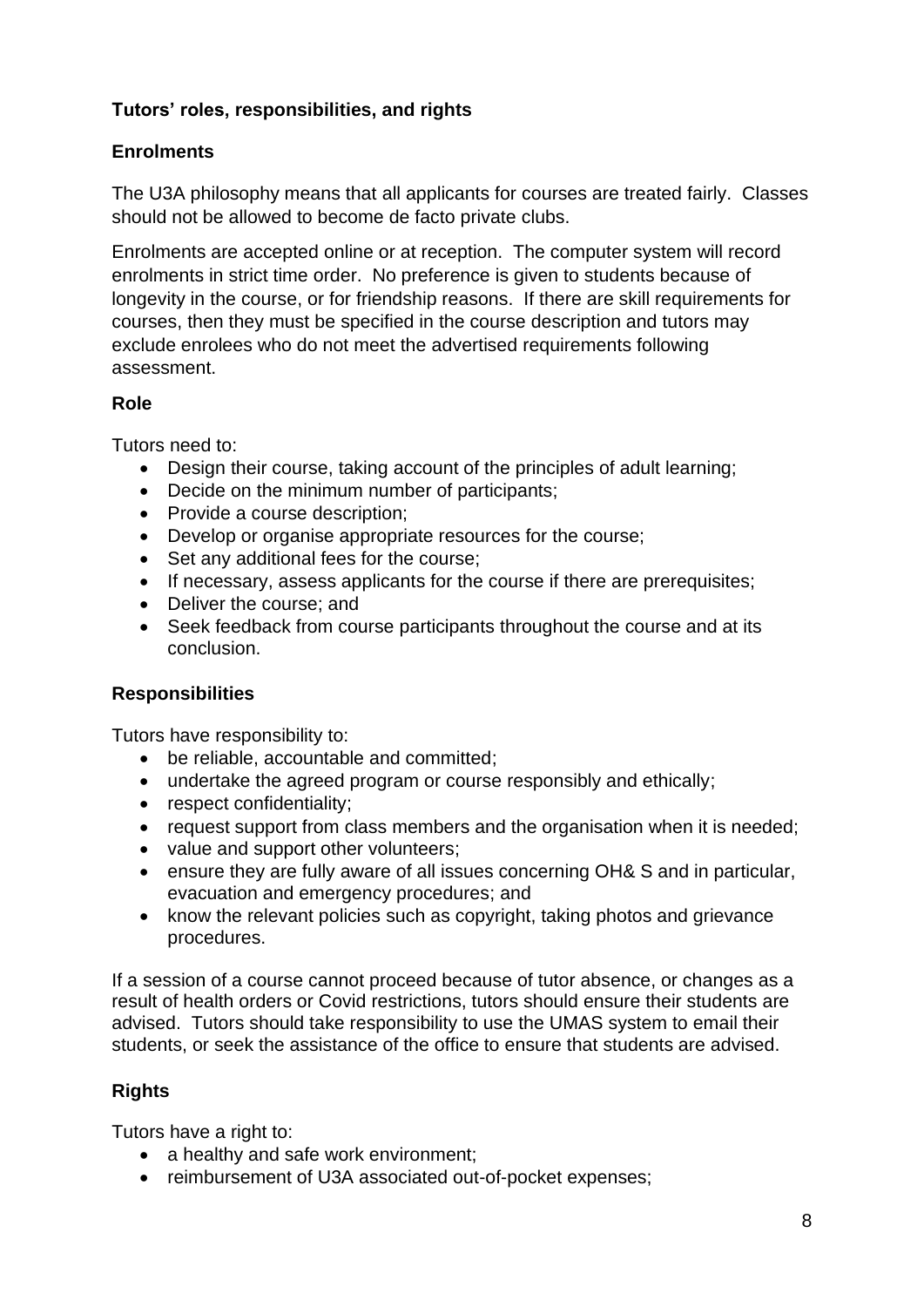## Tutors' roles, responsibilities, and rights

### Enrolments

The U3A philosophy means that all applicants for courses are treated fairly. Classes should not be allowed to become de facto private clubs.

Enrolments are accepted online or at reception. The computer system will record enrolments in strict time order. No preference is given to students because of longevity in the course, or for friendship reasons. If there are skill requirements for courses, then they must be specified in the course description and tutors may exclude enrolees who do not meet the advertised requirements following assessment.

### Role

Tutors need to:

- Design their course, taking account of the principles of adult learning;
- Decide on the minimum number of participants;
- Provide a course description;
- Develop or organise appropriate resources for the course;
- Set any additional fees for the course;
- If necessary, assess applicants for the course if there are prerequisites;
- Deliver the course; and
- Seek feedback from course participants throughout the course and at its conclusion.

### Responsibilities

Tutors have responsibility to:

- be reliable, accountable and committed;
- undertake the agreed program or course responsibly and ethically;
- respect confidentiality;
- request support from class members and the organisation when it is needed;
- value and support other volunteers;
- ensure they are fully aware of all issues concerning OH& S and in particular, evacuation and emergency procedures; and
- know the relevant policies such as copyright, taking photos and grievance procedures.

If a session of a course cannot proceed because of tutor absence, or changes as a result of health orders or Covid restrictions, tutors should ensure their students are advised. Tutors should take responsibility to use the UMAS system to email their students, or seek the assistance of the office to ensure that students are advised.

### Rights

Tutors have a right to:

- a healthy and safe work environment;
- reimbursement of U3A associated out-of-pocket expenses;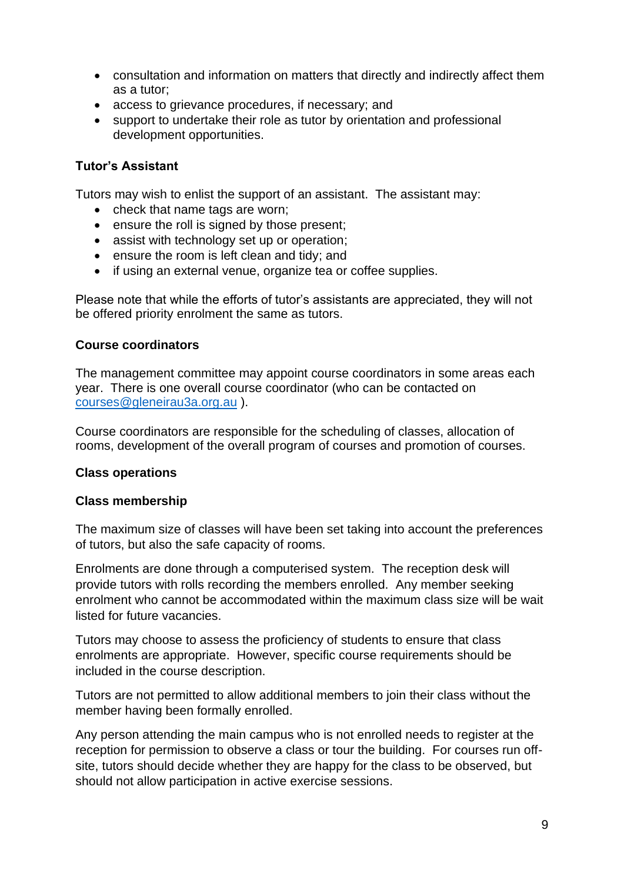- consultation and information on matters that directly and indirectly affect them as a tutor;
- access to grievance procedures, if necessary; and
- support to undertake their role as tutor by orientation and professional development opportunities.

**Tutor's Assistant**

Tutors may wish to enlist the support of an assistant. The assistant may:

- check that name tags are worn;
- ensure the roll is signed by those present;
- assist with technology set up or operation;
- ensure the room is left clean and tidy; and
- if using an external venue, organize tea or coffee supplies.

Please note that while the efforts of tutor's assistants are appreciated, they will not be offered priority enrolment the same as tutors.

**Course coordinators**

The management committee may appoint course coordinators in some areas each year. There is one overall course coordinator (who can be contacted on courses@gleneirau3a.org.au ).

Course coordinators are responsible for the scheduling of classes, allocation of rooms, development of the overall program of courses and promotion of courses.

**Class operations**

**Class membership**

The maximum size of classes will have been set taking into account the preferences of tutors, but also the safe capacity of rooms.

Enrolments are done through a computerised system. The reception desk will provide tutors with rolls recording the members enrolled. Any member seeking enrolment who cannot be accommodated within the maximum class size will be wait listed for future vacancies.

Tutors may choose to assess the proficiency of students to ensure that class enrolments are appropriate. However, specific course requirements should be included in the course description.

Tutors are not permitted to allow additional members to join their class without the member having been formally enrolled.

Any person attending the main campus who is not enrolled needs to register at the reception for permission to observe a class or tour the building. For courses run off-site, tutors should decide whether they are happy for the class to be observed, but should not allow participation in active exercise sessions.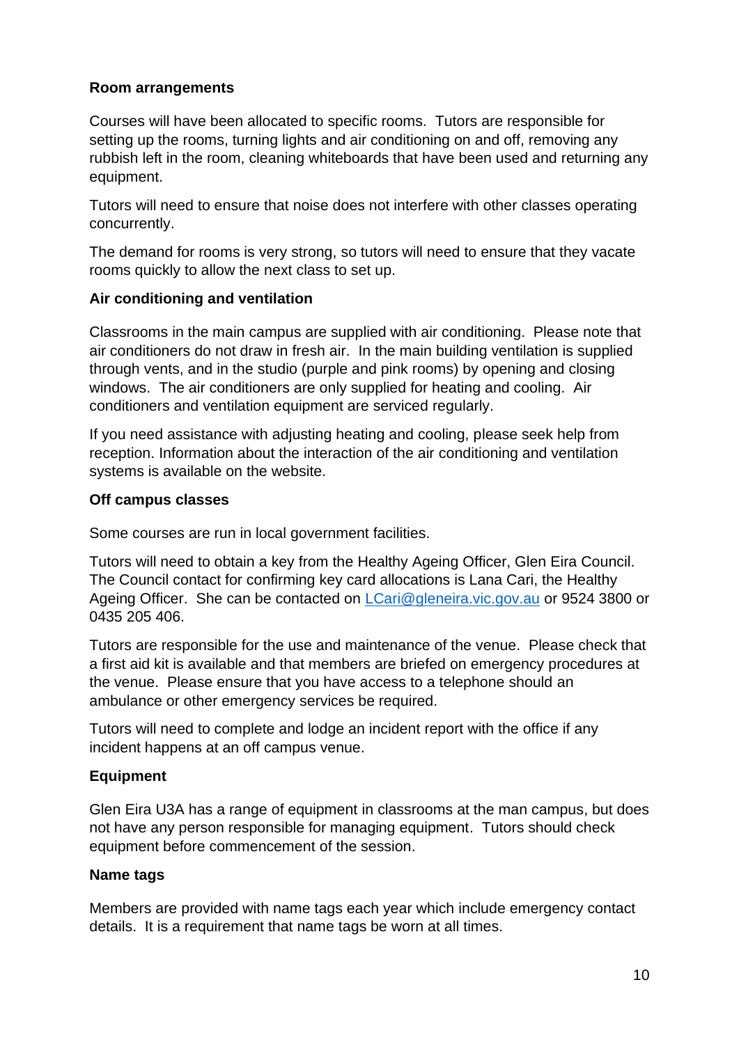**Room arrangements**

Courses will have been allocated to specific rooms. Tutors are responsible for setting up the rooms, turning lights and air conditioning on and off, removing any rubbish left in the room, cleaning whiteboards that have been used and returning any equipment.

Tutors will need to ensure that noise does not interfere with other classes operating concurrently.

The demand for rooms is very strong, so tutors will need to ensure that they vacate rooms quickly to allow the next class to set up.

**Air conditioning and ventilation**

Classrooms in the main campus are supplied with air conditioning. Please note that air conditioners do not draw in fresh air. In the main building ventilation is supplied through vents, and in the studio (purple and pink rooms) by opening and closing windows. The air conditioners are only supplied for heating and cooling. Air conditioners and ventilation equipment are serviced regularly.

If you need assistance with adjusting heating and cooling, please seek help from reception. Information about the interaction of the air conditioning and ventilation systems is available on the website.

**Off campus classes**

Some courses are run in local government facilities.

Tutors will need to obtain a key from the Healthy Ageing Officer, Glen Eira Council. The Council contact for confirming key card allocations is Lana Cari, the Healthy Ageing Officer. She can be contacted on LCari@gleneira.vic.gov.au or 9524 3800 or 0435 205 406.

Tutors are responsible for the use and maintenance of the venue. Please check that a first aid kit is available and that members are briefed on emergency procedures at the venue. Please ensure that you have access to a telephone should an ambulance or other emergency services be required.

Tutors will need to complete and lodge an incident report with the office if any incident happens at an off campus venue.

**Equipment**

Glen Eira U3A has a range of equipment in classrooms at the man campus, but does not have any person responsible for managing equipment. Tutors should check equipment before commencement of the session.

**Name tags**

Members are provided with name tags each year which include emergency contact details. It is a requirement that name tags be worn at all times.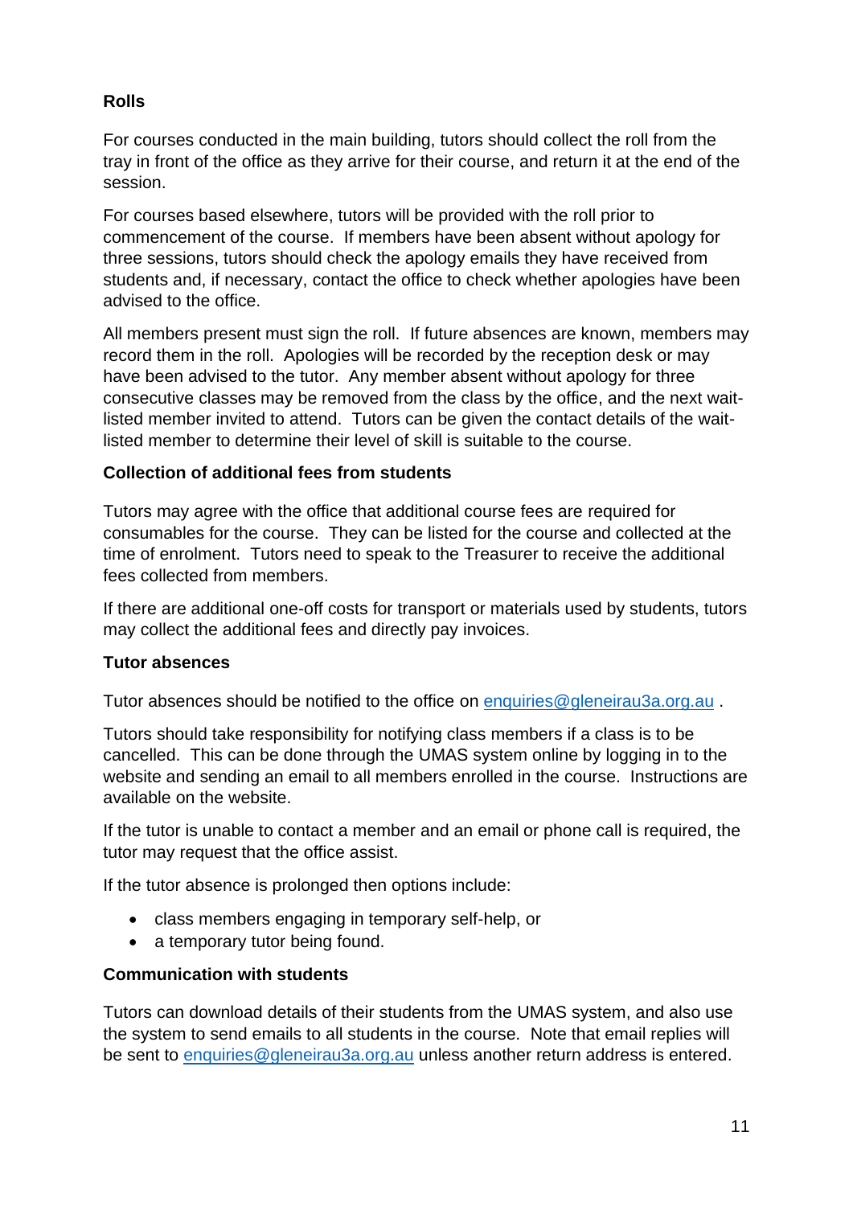**Rolls**

For courses conducted in the main building, tutors should collect the roll from the tray in front of the office as they arrive for their course, and return it at the end of the session.

For courses based elsewhere, tutors will be provided with the roll prior to commencement of the course. If members have been absent without apology for three sessions, tutors should check the apology emails they have received from students and, if necessary, contact the office to check whether apologies have been advised to the office.

All members present must sign the roll. If future absences are known, members may record them in the roll. Apologies will be recorded by the reception desk or may have been advised to the tutor. Any member absent without apology for three consecutive classes may be removed from the class by the office, and the next wait-listed member invited to attend. Tutors can be given the contact details of the wait-listed member to determine their level of skill is suitable to the course.

**Collection of additional fees from students**

Tutors may agree with the office that additional course fees are required for consumables for the course. They can be listed for the course and collected at the time of enrolment. Tutors need to speak to the Treasurer to receive the additional fees collected from members.

If there are additional one-off costs for transport or materials used by students, tutors may collect the additional fees and directly pay invoices.

**Tutor absences**

Tutor absences should be notified to the office on enquiries@gleneirau3a.org.au .

Tutors should take responsibility for notifying class members if a class is to be cancelled. This can be done through the UMAS system online by logging in to the website and sending an email to all members enrolled in the course. Instructions are available on the website.

If the tutor is unable to contact a member and an email or phone call is required, the tutor may request that the office assist.

If the tutor absence is prolonged then options include:

- class members engaging in temporary self-help, or
- a temporary tutor being found.

**Communication with students**

Tutors can download details of their students from the UMAS system, and also use the system to send emails to all students in the course. Note that email replies will be sent to enquiries@gleneirau3a.org.au unless another return address is entered.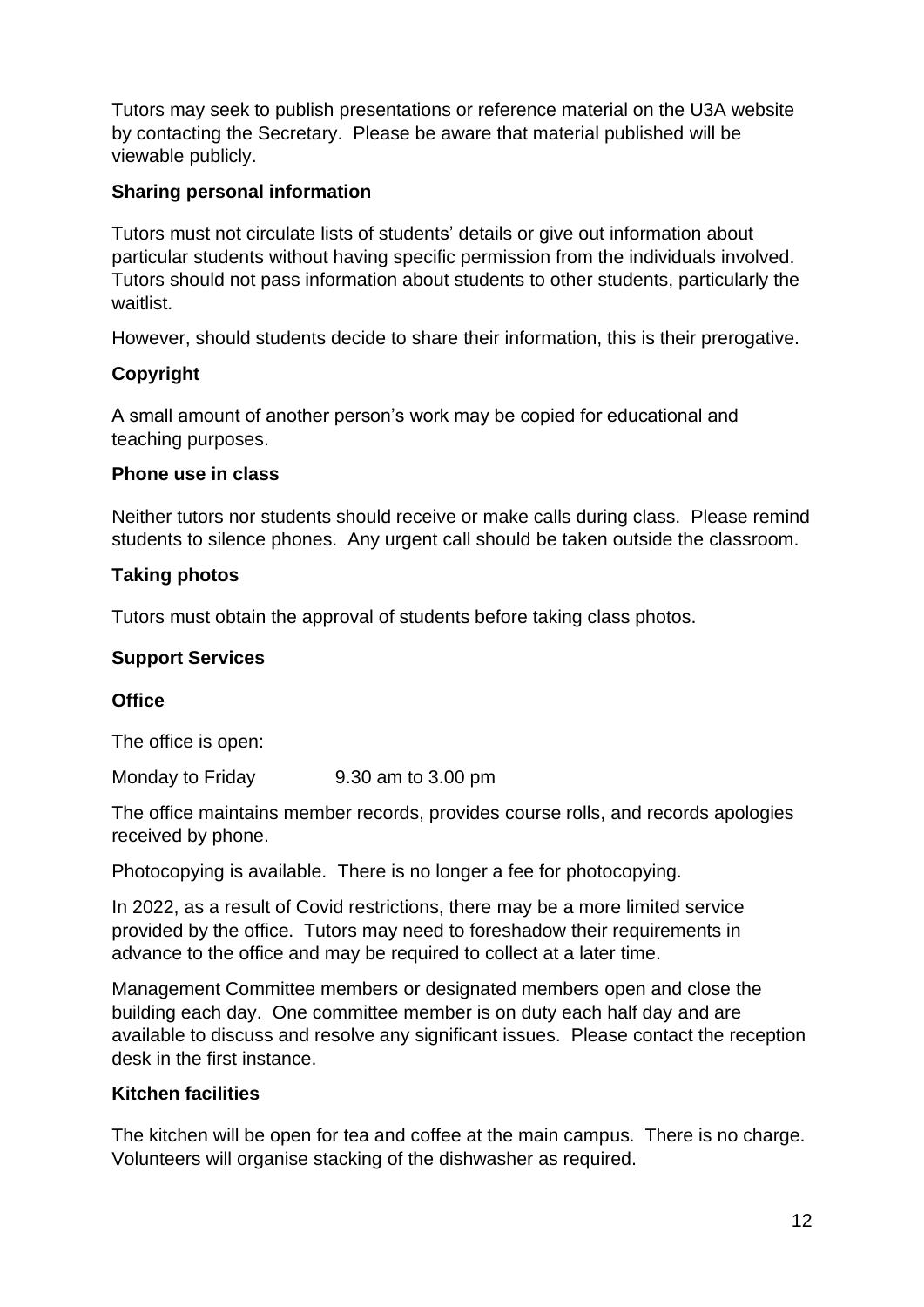Tutors may seek to publish presentations or reference material on the U3A website by contacting the Secretary. Please be aware that material published will be viewable publicly.

**Sharing personal information**

Tutors must not circulate lists of students' details or give out information about particular students without having specific permission from the individuals involved. Tutors should not pass information about students to other students, particularly the waitlist.

However, should students decide to share their information, this is their prerogative.

**Copyright**

A small amount of another person's work may be copied for educational and teaching purposes.

**Phone use in class**

Neither tutors nor students should receive or make calls during class. Please remind students to silence phones. Any urgent call should be taken outside the classroom.

**Taking photos**

Tutors must obtain the approval of students before taking class photos.

**Support Services**

**Office**

The office is open:

Monday to Friday 9.30 am to 3.00 pm

The office maintains member records, provides course rolls, and records apologies received by phone.

Photocopying is available. There is no longer a fee for photocopying.

In 2022, as a result of Covid restrictions, there may be a more limited service provided by the office. Tutors may need to foreshadow their requirements in advance to the office and may be required to collect at a later time.

Management Committee members or designated members open and close the building each day. One committee member is on duty each half day and are available to discuss and resolve any significant issues. Please contact the reception desk in the first instance.

**Kitchen facilities**

The kitchen will be open for tea and coffee at the main campus. There is no charge. Volunteers will organise stacking of the dishwasher as required.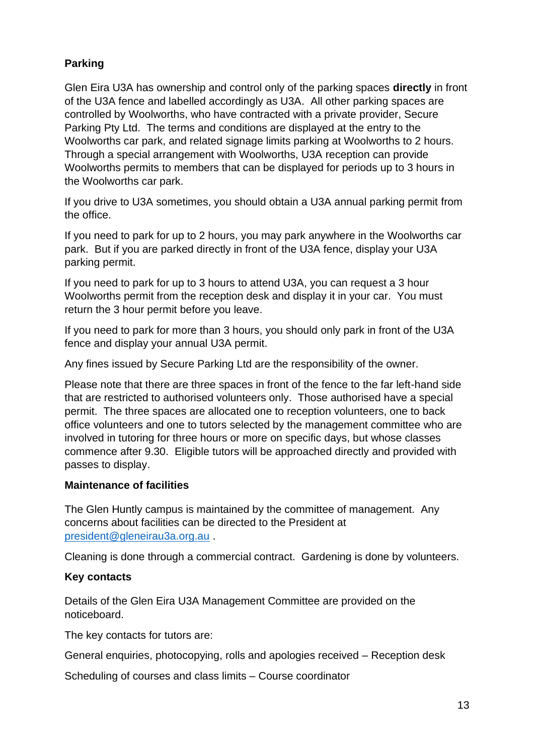**Parking**

Glen Eira U3A has ownership and control only of the parking spaces **directly** in front of the U3A fence and labelled accordingly as U3A. All other parking spaces are controlled by Woolworths, who have contracted with a private provider, Secure Parking Pty Ltd. The terms and conditions are displayed at the entry to the Woolworths car park, and related signage limits parking at Woolworths to 2 hours. Through a special arrangement with Woolworths, U3A reception can provide Woolworths permits to members that can be displayed for periods up to 3 hours in the Woolworths car park.

If you drive to U3A sometimes, you should obtain a U3A annual parking permit from the office.

If you need to park for up to 2 hours, you may park anywhere in the Woolworths car park. But if you are parked directly in front of the U3A fence, display your U3A parking permit.

If you need to park for up to 3 hours to attend U3A, you can request a 3 hour Woolworths permit from the reception desk and display it in your car. You must return the 3 hour permit before you leave.

If you need to park for more than 3 hours, you should only park in front of the U3A fence and display your annual U3A permit.

Any fines issued by Secure Parking Ltd are the responsibility of the owner.

Please note that there are three spaces in front of the fence to the far left-hand side that are restricted to authorised volunteers only. Those authorised have a special permit. The three spaces are allocated one to reception volunteers, one to back office volunteers and one to tutors selected by the management committee who are involved in tutoring for three hours or more on specific days, but whose classes commence after 9.30. Eligible tutors will be approached directly and provided with passes to display.

**Maintenance of facilities**

The Glen Huntly campus is maintained by the committee of management. Any concerns about facilities can be directed to the President at president@gleneirau3a.org.au .

Cleaning is done through a commercial contract. Gardening is done by volunteers.

**Key contacts**

Details of the Glen Eira U3A Management Committee are provided on the noticeboard.

The key contacts for tutors are:

General enquiries, photocopying, rolls and apologies received – Reception desk

Scheduling of courses and class limits – Course coordinator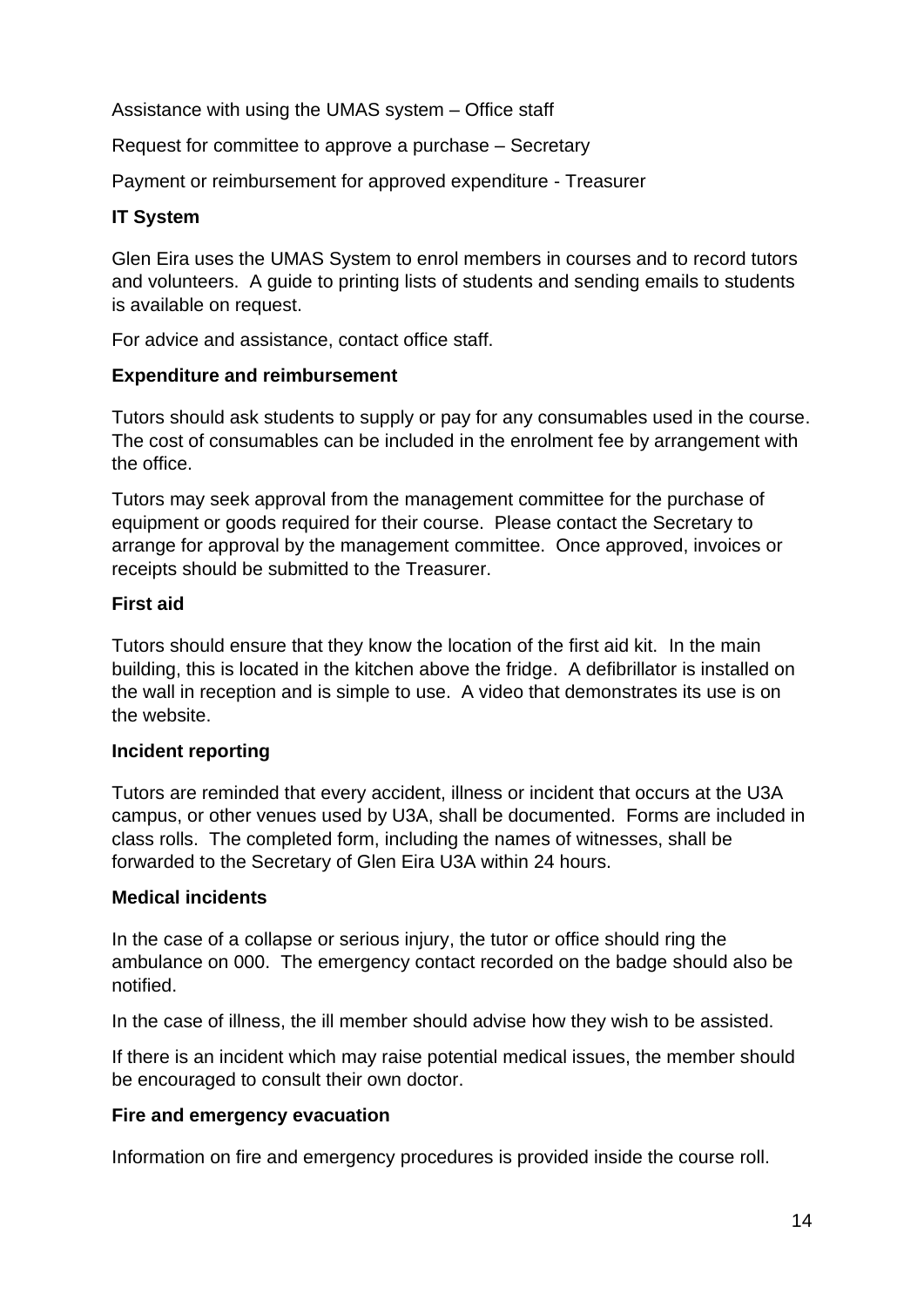Assistance with using the UMAS system – Office staff

Request for committee to approve a purchase – Secretary

Payment or reimbursement for approved expenditure - Treasurer

**IT System**

Glen Eira uses the UMAS System to enrol members in courses and to record tutors and volunteers. A guide to printing lists of students and sending emails to students is available on request.

For advice and assistance, contact office staff.

**Expenditure and reimbursement**

Tutors should ask students to supply or pay for any consumables used in the course. The cost of consumables can be included in the enrolment fee by arrangement with the office.

Tutors may seek approval from the management committee for the purchase of equipment or goods required for their course. Please contact the Secretary to arrange for approval by the management committee. Once approved, invoices or receipts should be submitted to the Treasurer.

**First aid**

Tutors should ensure that they know the location of the first aid kit. In the main building, this is located in the kitchen above the fridge. A defibrillator is installed on the wall in reception and is simple to use. A video that demonstrates its use is on the website.

**Incident reporting**

Tutors are reminded that every accident, illness or incident that occurs at the U3A campus, or other venues used by U3A, shall be documented. Forms are included in class rolls. The completed form, including the names of witnesses, shall be forwarded to the Secretary of Glen Eira U3A within 24 hours.

**Medical incidents**

In the case of a collapse or serious injury, the tutor or office should ring the ambulance on 000. The emergency contact recorded on the badge should also be notified.

In the case of illness, the ill member should advise how they wish to be assisted.

If there is an incident which may raise potential medical issues, the member should be encouraged to consult their own doctor.

**Fire and emergency evacuation**

Information on fire and emergency procedures is provided inside the course roll.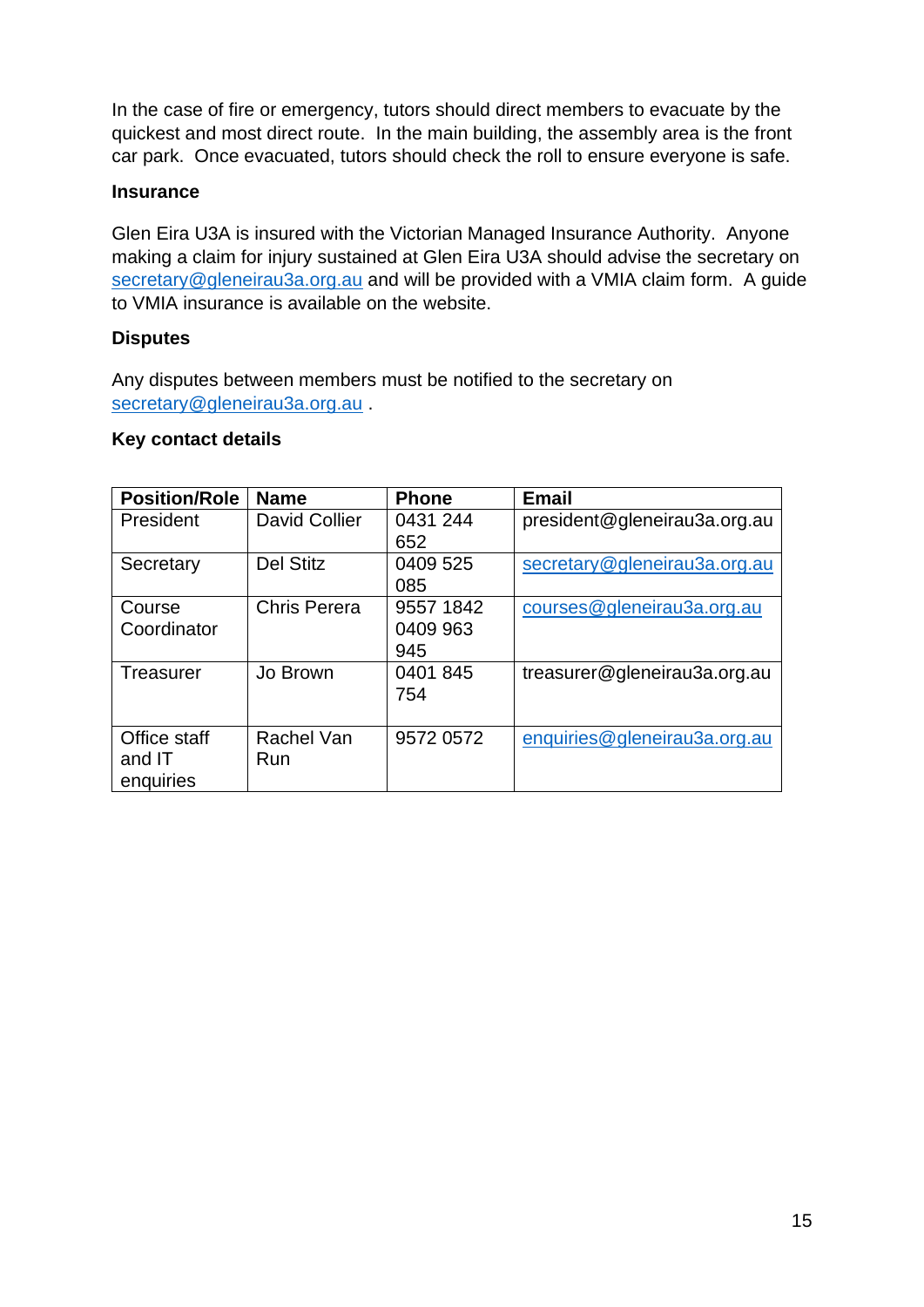In the case of fire or emergency, tutors should direct members to evacuate by the quickest and most direct route. In the main building, the assembly area is the front car park. Once evacuated, tutors should check the roll to ensure everyone is safe.

**Insurance**

Glen Eira U3A is insured with the Victorian Managed Insurance Authority. Anyone making a claim for injury sustained at Glen Eira U3A should advise the secretary on secretary@gleneirau3a.org.au and will be provided with a VMIA claim form. A guide to VMIA insurance is available on the website.

**Disputes**

Any disputes between members must be notified to the secretary on secretary@gleneirau3a.org.au .

**Key contact details**

| Position/Role | Name | Phone | Email |
|---|---|---|---|
| President | David Collier | 0431 244 652 | president@gleneirau3a.org.au |
| Secretary | Del Stitz | 0409 525 085 | secretary@gleneirau3a.org.au |
| Course Coordinator | Chris Perera | 9557 1842 0409 963 945 | courses@gleneirau3a.org.au |
| Treasurer | Jo Brown | 0401 845 754 | treasurer@gleneirau3a.org.au |
| Office staff and IT enquiries | Rachel Van Run | 9572 0572 | enquiries@gleneirau3a.org.au |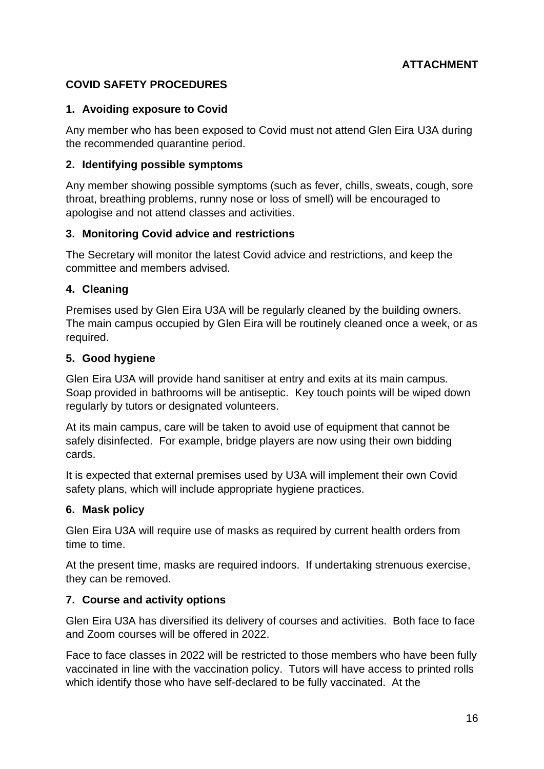**ATTACHMENT**

## COVID SAFETY PROCEDURES

### 1. Avoiding exposure to Covid

Any member who has been exposed to Covid must not attend Glen Eira U3A during the recommended quarantine period.

### 2. Identifying possible symptoms

Any member showing possible symptoms (such as fever, chills, sweats, cough, sore throat, breathing problems, runny nose or loss of smell) will be encouraged to apologise and not attend classes and activities.

### 3. Monitoring Covid advice and restrictions

The Secretary will monitor the latest Covid advice and restrictions, and keep the committee and members advised.

### 4. Cleaning

Premises used by Glen Eira U3A will be regularly cleaned by the building owners. The main campus occupied by Glen Eira will be routinely cleaned once a week, or as required.

### 5. Good hygiene

Glen Eira U3A will provide hand sanitiser at entry and exits at its main campus. Soap provided in bathrooms will be antiseptic. Key touch points will be wiped down regularly by tutors or designated volunteers.

At its main campus, care will be taken to avoid use of equipment that cannot be safely disinfected. For example, bridge players are now using their own bidding cards.

It is expected that external premises used by U3A will implement their own Covid safety plans, which will include appropriate hygiene practices.

### 6. Mask policy

Glen Eira U3A will require use of masks as required by current health orders from time to time.

At the present time, masks are required indoors. If undertaking strenuous exercise, they can be removed.

### 7. Course and activity options

Glen Eira U3A has diversified its delivery of courses and activities. Both face to face and Zoom courses will be offered in 2022.

Face to face classes in 2022 will be restricted to those members who have been fully vaccinated in line with the vaccination policy. Tutors will have access to printed rolls which identify those who have self-declared to be fully vaccinated. At the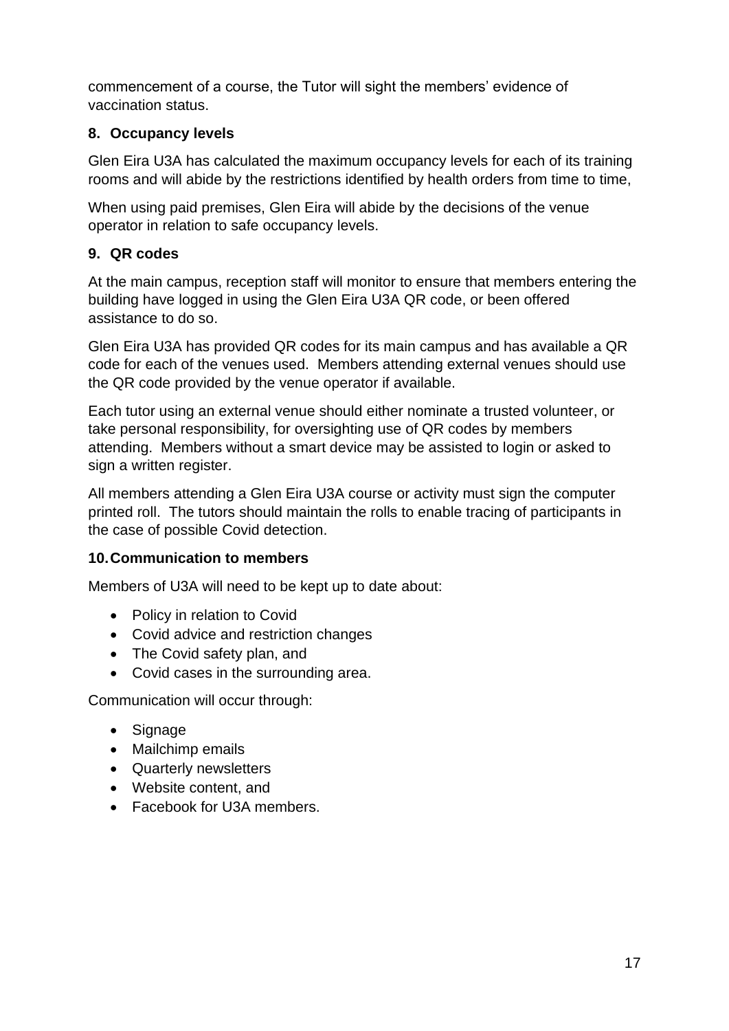commencement of a course, the Tutor will sight the members' evidence of vaccination status.

## 8. Occupancy levels

Glen Eira U3A has calculated the maximum occupancy levels for each of its training rooms and will abide by the restrictions identified by health orders from time to time,

When using paid premises, Glen Eira will abide by the decisions of the venue operator in relation to safe occupancy levels.

## 9. QR codes

At the main campus, reception staff will monitor to ensure that members entering the building have logged in using the Glen Eira U3A QR code, or been offered assistance to do so.

Glen Eira U3A has provided QR codes for its main campus and has available a QR code for each of the venues used. Members attending external venues should use the QR code provided by the venue operator if available.

Each tutor using an external venue should either nominate a trusted volunteer, or take personal responsibility, for oversighting use of QR codes by members attending. Members without a smart device may be assisted to login or asked to sign a written register.

All members attending a Glen Eira U3A course or activity must sign the computer printed roll. The tutors should maintain the rolls to enable tracing of participants in the case of possible Covid detection.

## 10. Communication to members

Members of U3A will need to be kept up to date about:

- Policy in relation to Covid
- Covid advice and restriction changes
- The Covid safety plan, and
- Covid cases in the surrounding area.

Communication will occur through:

- Signage
- Mailchimp emails
- Quarterly newsletters
- Website content, and
- Facebook for U3A members.